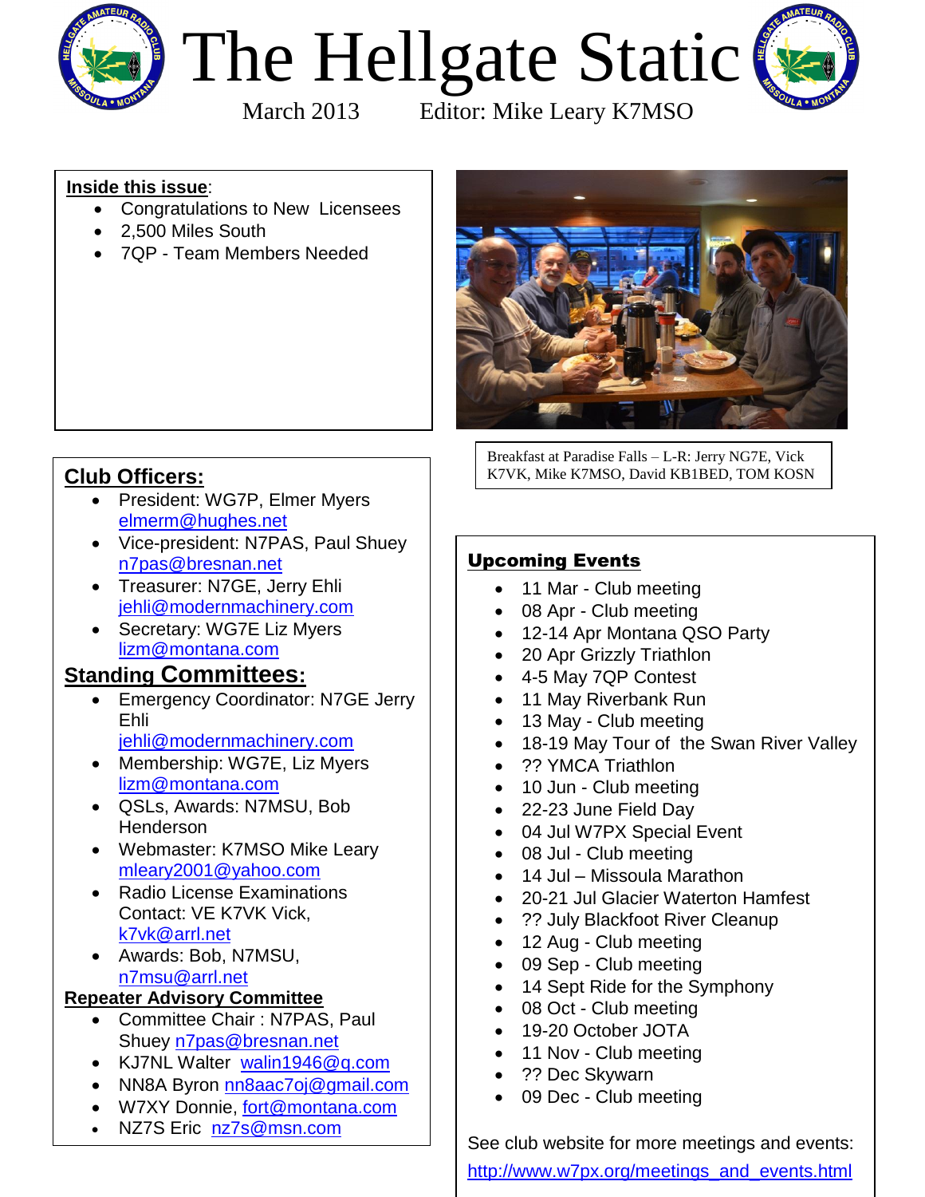# The Hellgate Static

March 2013 Editor: Mike Leary K7MSO

**Inside this issue**:

- Congratulations to New Licensees
- 2,500 Miles South
- 7QP - Team Members Needed

Breakfast at Paradise Falls – L-R: Jerry NG7E, Vick K7VK, Mike K7MSO, David KB1BED, TOM KOSN

## Club Officers:

- President: WG7P, Elmer Myers elmerm@hughes.net
- Vice-president: N7PAS, Paul Shuey n7pas@bresnan.net
- Treasurer: N7GE, Jerry Ehli jehli@modernmachinery.com
- Secretary: WG7E Liz Myers lizm@montana.com

## Standing Committees:

- Emergency Coordinator: N7GE Jerry Ehli jehli@modernmachinery.com
- Membership: WG7E, Liz Myers lizm@montana.com
- QSLs, Awards: N7MSU, Bob Henderson
- Webmaster: K7MSO Mike Leary mleary2001@yahoo.com
- Radio License Examinations Contact: VE K7VK Vick, k7vk@arrl.net
- Awards: Bob, N7MSU, n7msu@arrl.net

**Repeater Advisory Committee**

- Committee Chair : N7PAS, Paul Shuey n7pas@bresnan.net
- KJ7NL Walter walin1946@q.com
- NN8A Byron nn8aac7oj@gmail.com
- W7XY Donnie, fort@montana.com
- NZ7S Eric nz7s@msn.com

## Upcoming Events

- 11 Mar - Club meeting
- 08 Apr - Club meeting
- 12-14 Apr Montana QSO Party
- 20 Apr Grizzly Triathlon
- 4-5 May 7QP Contest
- 11 May Riverbank Run
- 13 May - Club meeting
- 18-19 May Tour of the Swan River Valley
- ?? YMCA Triathlon
- 10 Jun - Club meeting
- 22-23 June Field Day
- 04 Jul W7PX Special Event
- 08 Jul - Club meeting
- 14 Jul – Missoula Marathon
- 20-21 Jul Glacier Waterton Hamfest
- ?? July Blackfoot River Cleanup
- 12 Aug - Club meeting
- 09 Sep - Club meeting
- 14 Sept Ride for the Symphony
- 08 Oct - Club meeting
- 19-20 October JOTA
- 11 Nov - Club meeting
- ?? Dec Skywarn
- 09 Dec - Club meeting

See club website for more meetings and events: http://www.w7px.org/meetings_and_events.html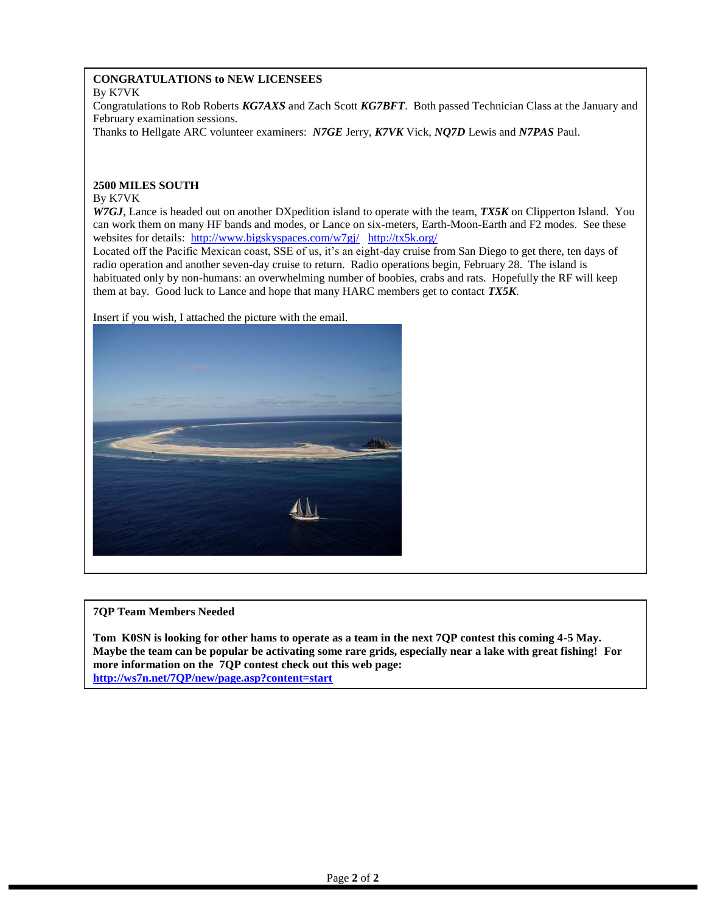## CONGRATULATIONS to NEW LICENSEES

By K7VK

Congratulations to Rob Roberts ***KG7AXS*** and Zach Scott ***KG7BFT***. Both passed Technician Class at the January and February examination sessions.

Thanks to Hellgate ARC volunteer examiners: ***N7GE*** Jerry, ***K7VK*** Vick, ***NQ7D*** Lewis and ***N7PAS*** Paul.

## 2500 MILES SOUTH

By K7VK

***W7GJ***, Lance is headed out on another DXpedition island to operate with the team, ***TX5K*** on Clipperton Island. You can work them on many HF bands and modes, or Lance on six-meters, Earth-Moon-Earth and F2 modes. See these websites for details: http://www.bigskyspaces.com/w7gj/ http://tx5k.org/

Located off the Pacific Mexican coast, SSE of us, it's an eight-day cruise from San Diego to get there, ten days of radio operation and another seven-day cruise to return. Radio operations begin, February 28. The island is habituated only by non-humans: an overwhelming number of boobies, crabs and rats. Hopefully the RF will keep them at bay. Good luck to Lance and hope that many HARC members get to contact ***TX5K***.

Insert if you wish, I attached the picture with the email.

## 7QP Team Members Needed

**Tom K0SN is looking for other hams to operate as a team in the next 7QP contest this coming 4-5 May. Maybe the team can be popular be activating some rare grids, especially near a lake with great fishing! For more information on the 7QP contest check out this web page:**
**http://ws7n.net/7QP/new/page.asp?content=start**